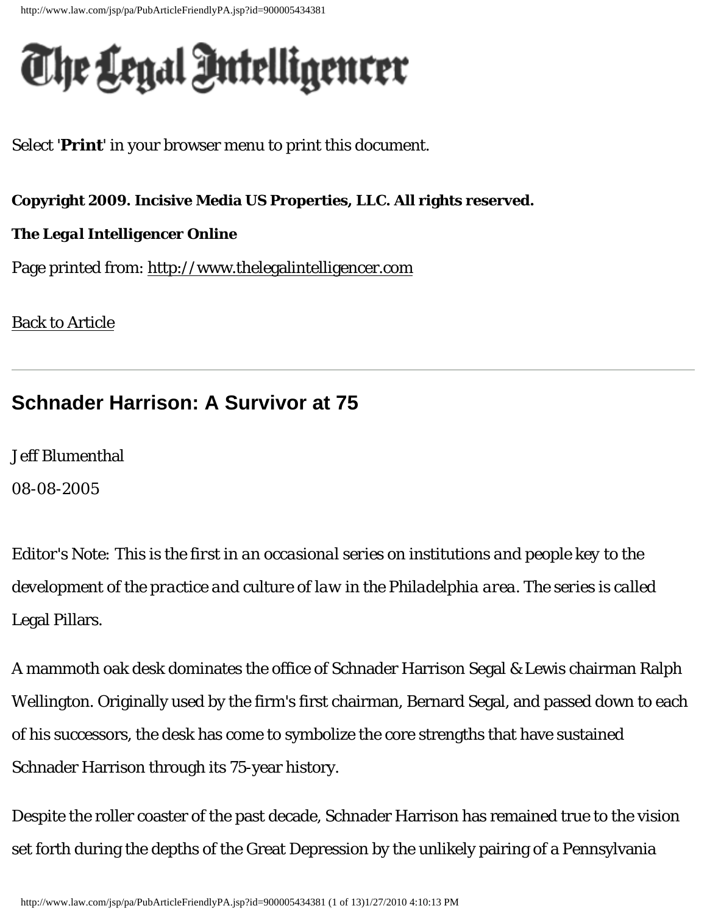# The Legal Intelligencer

Select '**Print**' in your browser menu to print this document.

**Copyright 2009. Incisive Media US Properties, LLC. All rights reserved.**

**The Legal Intelligencer Online**

Page printed from: http://www.thelegalintelligencer.com

Back to Article

---

## Schnader Harrison: A Survivor at 75

Jeff Blumenthal

08-08-2005

*Editor's Note: This is the first in an occasional series on institutions and people key to the development of the practice and culture of law in the Philadelphia area. The series is called Legal Pillars.*

A mammoth oak desk dominates the office of Schnader Harrison Segal & Lewis chairman Ralph Wellington. Originally used by the firm's first chairman, Bernard Segal, and passed down to each of his successors, the desk has come to symbolize the core strengths that have sustained Schnader Harrison through its 75-year history.

Despite the roller coaster of the past decade, Schnader Harrison has remained true to the vision set forth during the depths of the Great Depression by the unlikely pairing of a Pennsylvania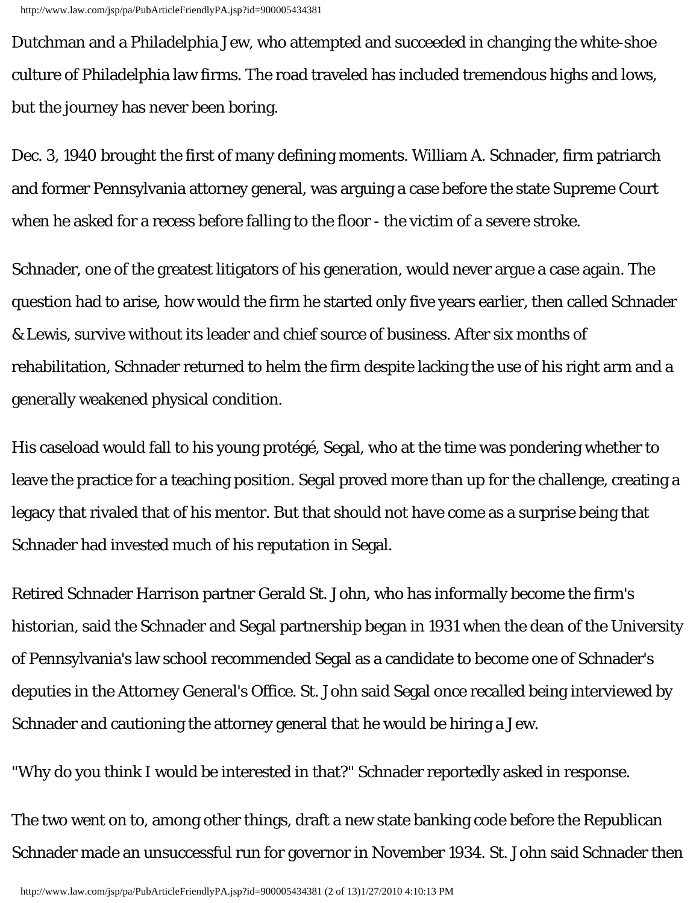Dutchman and a Philadelphia Jew, who attempted and succeeded in changing the white-shoe culture of Philadelphia law firms. The road traveled has included tremendous highs and lows, but the journey has never been boring.

Dec. 3, 1940 brought the first of many defining moments. William A. Schnader, firm patriarch and former Pennsylvania attorney general, was arguing a case before the state Supreme Court when he asked for a recess before falling to the floor - the victim of a severe stroke.

Schnader, one of the greatest litigators of his generation, would never argue a case again. The question had to arise, how would the firm he started only five years earlier, then called Schnader & Lewis, survive without its leader and chief source of business. After six months of rehabilitation, Schnader returned to helm the firm despite lacking the use of his right arm and a generally weakened physical condition.

His caseload would fall to his young protégé, Segal, who at the time was pondering whether to leave the practice for a teaching position. Segal proved more than up for the challenge, creating a legacy that rivaled that of his mentor. But that should not have come as a surprise being that Schnader had invested much of his reputation in Segal.

Retired Schnader Harrison partner Gerald St. John, who has informally become the firm's historian, said the Schnader and Segal partnership began in 1931 when the dean of the University of Pennsylvania's law school recommended Segal as a candidate to become one of Schnader's deputies in the Attorney General's Office. St. John said Segal once recalled being interviewed by Schnader and cautioning the attorney general that he would be hiring a Jew.

"Why do you think I would be interested in that?" Schnader reportedly asked in response.

The two went on to, among other things, draft a new state banking code before the Republican Schnader made an unsuccessful run for governor in November 1934. St. John said Schnader then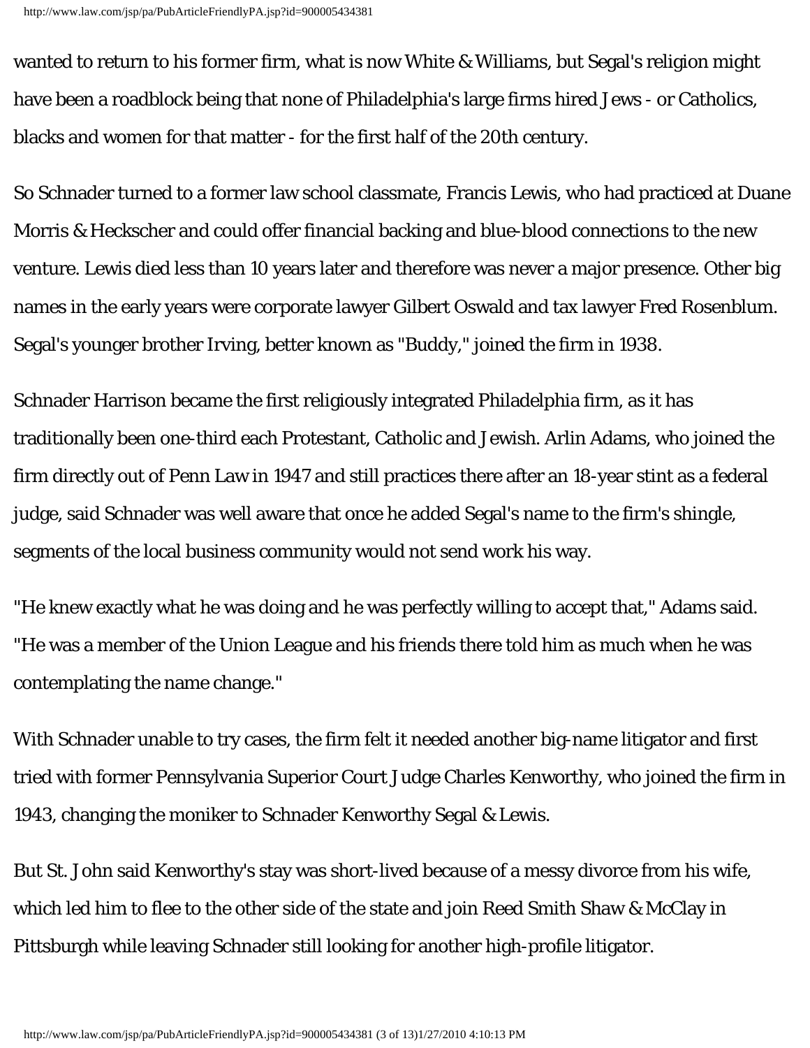wanted to return to his former firm, what is now White & Williams, but Segal's religion might have been a roadblock being that none of Philadelphia's large firms hired Jews - or Catholics, blacks and women for that matter - for the first half of the 20th century.

So Schnader turned to a former law school classmate, Francis Lewis, who had practiced at Duane Morris & Heckscher and could offer financial backing and blue-blood connections to the new venture. Lewis died less than 10 years later and therefore was never a major presence. Other big names in the early years were corporate lawyer Gilbert Oswald and tax lawyer Fred Rosenblum. Segal's younger brother Irving, better known as "Buddy," joined the firm in 1938.

Schnader Harrison became the first religiously integrated Philadelphia firm, as it has traditionally been one-third each Protestant, Catholic and Jewish. Arlin Adams, who joined the firm directly out of Penn Law in 1947 and still practices there after an 18-year stint as a federal judge, said Schnader was well aware that once he added Segal's name to the firm's shingle, segments of the local business community would not send work his way.

"He knew exactly what he was doing and he was perfectly willing to accept that," Adams said. "He was a member of the Union League and his friends there told him as much when he was contemplating the name change."

With Schnader unable to try cases, the firm felt it needed another big-name litigator and first tried with former Pennsylvania Superior Court Judge Charles Kenworthy, who joined the firm in 1943, changing the moniker to Schnader Kenworthy Segal & Lewis.

But St. John said Kenworthy's stay was short-lived because of a messy divorce from his wife, which led him to flee to the other side of the state and join Reed Smith Shaw & McClay in Pittsburgh while leaving Schnader still looking for another high-profile litigator.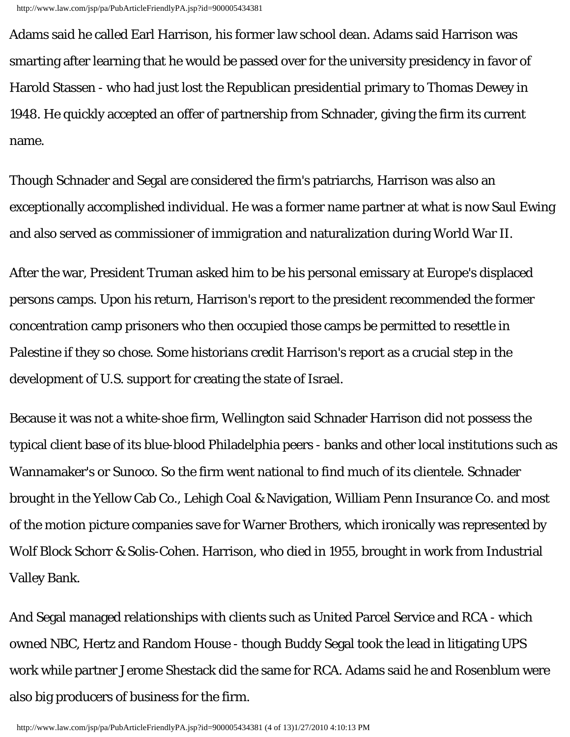Adams said he called Earl Harrison, his former law school dean. Adams said Harrison was smarting after learning that he would be passed over for the university presidency in favor of Harold Stassen - who had just lost the Republican presidential primary to Thomas Dewey in 1948. He quickly accepted an offer of partnership from Schnader, giving the firm its current name.

Though Schnader and Segal are considered the firm's patriarchs, Harrison was also an exceptionally accomplished individual. He was a former name partner at what is now Saul Ewing and also served as commissioner of immigration and naturalization during World War II.

After the war, President Truman asked him to be his personal emissary at Europe's displaced persons camps. Upon his return, Harrison's report to the president recommended the former concentration camp prisoners who then occupied those camps be permitted to resettle in Palestine if they so chose. Some historians credit Harrison's report as a crucial step in the development of U.S. support for creating the state of Israel.

Because it was not a white-shoe firm, Wellington said Schnader Harrison did not possess the typical client base of its blue-blood Philadelphia peers - banks and other local institutions such as Wannamaker's or Sunoco. So the firm went national to find much of its clientele. Schnader brought in the Yellow Cab Co., Lehigh Coal & Navigation, William Penn Insurance Co. and most of the motion picture companies save for Warner Brothers, which ironically was represented by Wolf Block Schorr & Solis-Cohen. Harrison, who died in 1955, brought in work from Industrial Valley Bank.

And Segal managed relationships with clients such as United Parcel Service and RCA - which owned NBC, Hertz and Random House - though Buddy Segal took the lead in litigating UPS work while partner Jerome Shestack did the same for RCA. Adams said he and Rosenblum were also big producers of business for the firm.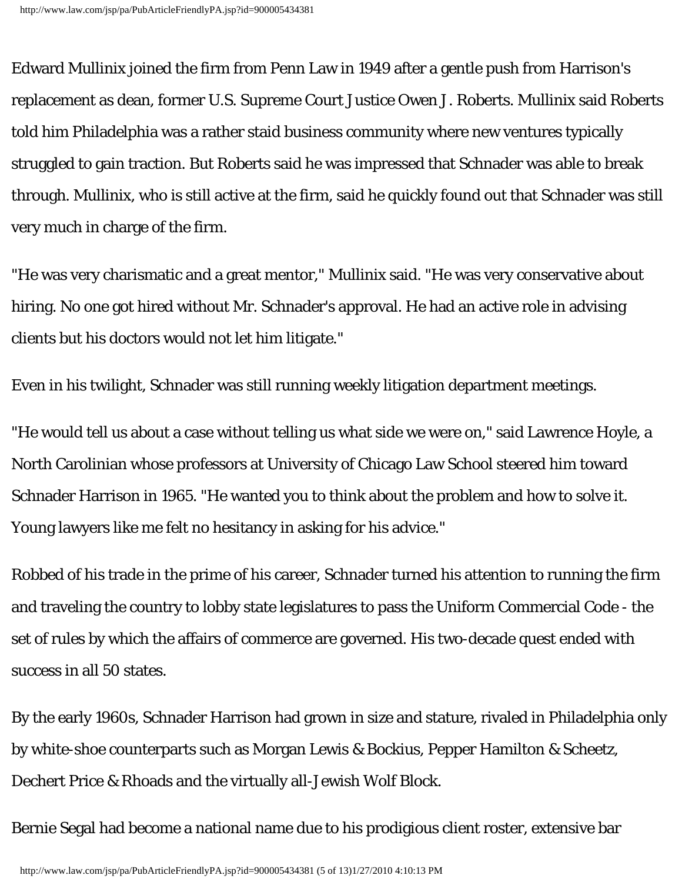Edward Mullinix joined the firm from Penn Law in 1949 after a gentle push from Harrison's replacement as dean, former U.S. Supreme Court Justice Owen J. Roberts. Mullinix said Roberts told him Philadelphia was a rather staid business community where new ventures typically struggled to gain traction. But Roberts said he was impressed that Schnader was able to break through. Mullinix, who is still active at the firm, said he quickly found out that Schnader was still very much in charge of the firm.

"He was very charismatic and a great mentor," Mullinix said. "He was very conservative about hiring. No one got hired without Mr. Schnader's approval. He had an active role in advising clients but his doctors would not let him litigate."

Even in his twilight, Schnader was still running weekly litigation department meetings.

"He would tell us about a case without telling us what side we were on," said Lawrence Hoyle, a North Carolinian whose professors at University of Chicago Law School steered him toward Schnader Harrison in 1965. "He wanted you to think about the problem and how to solve it. Young lawyers like me felt no hesitancy in asking for his advice."

Robbed of his trade in the prime of his career, Schnader turned his attention to running the firm and traveling the country to lobby state legislatures to pass the Uniform Commercial Code - the set of rules by which the affairs of commerce are governed. His two-decade quest ended with success in all 50 states.

By the early 1960s, Schnader Harrison had grown in size and stature, rivaled in Philadelphia only by white-shoe counterparts such as Morgan Lewis & Bockius, Pepper Hamilton & Scheetz, Dechert Price & Rhoads and the virtually all-Jewish Wolf Block.

Bernie Segal had become a national name due to his prodigious client roster, extensive bar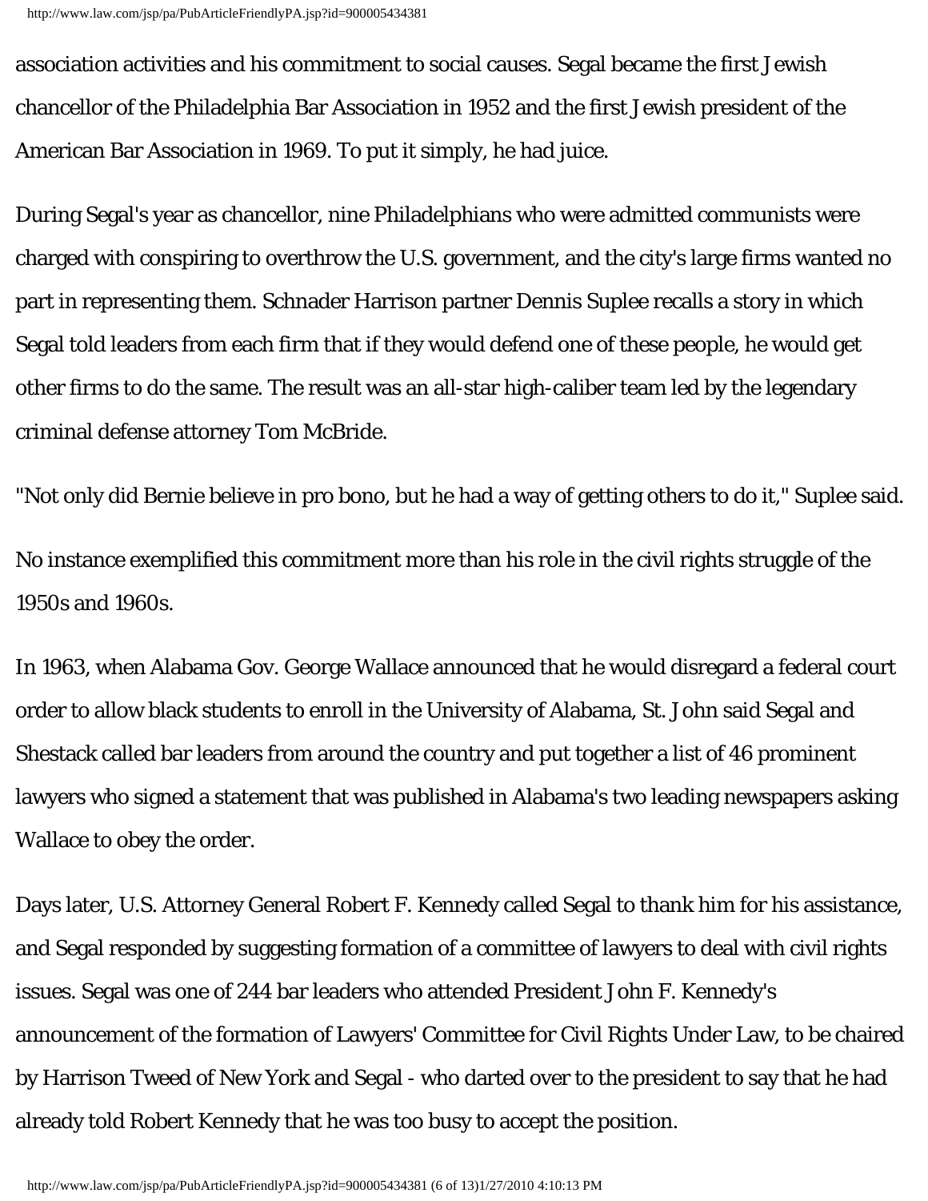association activities and his commitment to social causes. Segal became the first Jewish chancellor of the Philadelphia Bar Association in 1952 and the first Jewish president of the American Bar Association in 1969. To put it simply, he had juice.

During Segal's year as chancellor, nine Philadelphians who were admitted communists were charged with conspiring to overthrow the U.S. government, and the city's large firms wanted no part in representing them. Schnader Harrison partner Dennis Suplee recalls a story in which Segal told leaders from each firm that if they would defend one of these people, he would get other firms to do the same. The result was an all-star high-caliber team led by the legendary criminal defense attorney Tom McBride.

"Not only did Bernie believe in pro bono, but he had a way of getting others to do it," Suplee said.

No instance exemplified this commitment more than his role in the civil rights struggle of the 1950s and 1960s.

In 1963, when Alabama Gov. George Wallace announced that he would disregard a federal court order to allow black students to enroll in the University of Alabama, St. John said Segal and Shestack called bar leaders from around the country and put together a list of 46 prominent lawyers who signed a statement that was published in Alabama's two leading newspapers asking Wallace to obey the order.

Days later, U.S. Attorney General Robert F. Kennedy called Segal to thank him for his assistance, and Segal responded by suggesting formation of a committee of lawyers to deal with civil rights issues. Segal was one of 244 bar leaders who attended President John F. Kennedy's announcement of the formation of Lawyers' Committee for Civil Rights Under Law, to be chaired by Harrison Tweed of New York and Segal - who darted over to the president to say that he had already told Robert Kennedy that he was too busy to accept the position.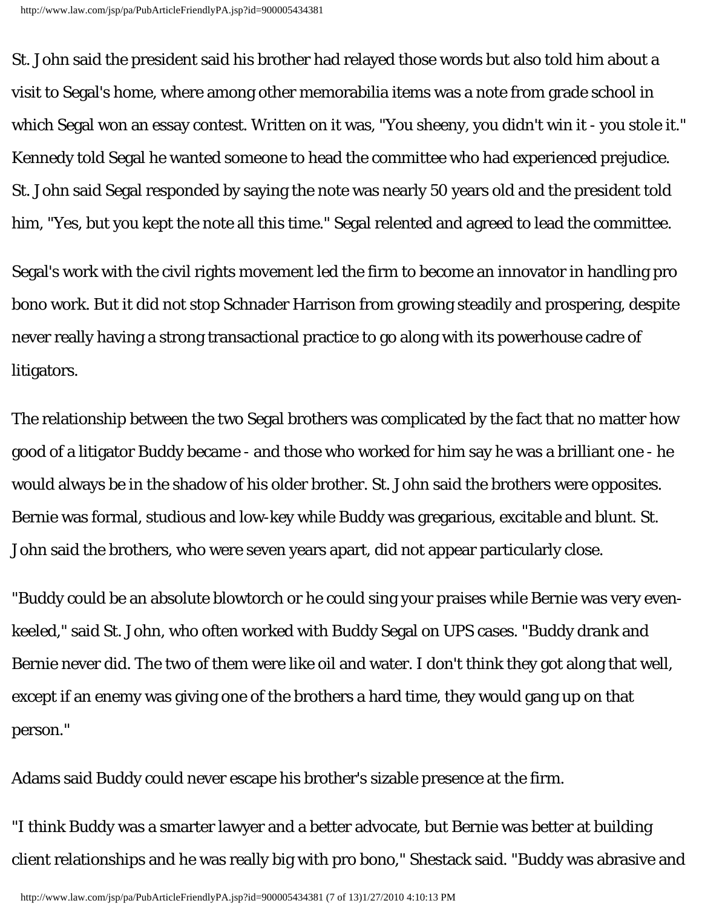St. John said the president said his brother had relayed those words but also told him about a visit to Segal's home, where among other memorabilia items was a note from grade school in which Segal won an essay contest. Written on it was, "You sheeny, you didn't win it - you stole it." Kennedy told Segal he wanted someone to head the committee who had experienced prejudice. St. John said Segal responded by saying the note was nearly 50 years old and the president told him, "Yes, but you kept the note all this time." Segal relented and agreed to lead the committee.

Segal's work with the civil rights movement led the firm to become an innovator in handling pro bono work. But it did not stop Schnader Harrison from growing steadily and prospering, despite never really having a strong transactional practice to go along with its powerhouse cadre of litigators.

The relationship between the two Segal brothers was complicated by the fact that no matter how good of a litigator Buddy became - and those who worked for him say he was a brilliant one - he would always be in the shadow of his older brother. St. John said the brothers were opposites. Bernie was formal, studious and low-key while Buddy was gregarious, excitable and blunt. St. John said the brothers, who were seven years apart, did not appear particularly close.

"Buddy could be an absolute blowtorch or he could sing your praises while Bernie was very even-keeled," said St. John, who often worked with Buddy Segal on UPS cases. "Buddy drank and Bernie never did. The two of them were like oil and water. I don't think they got along that well, except if an enemy was giving one of the brothers a hard time, they would gang up on that person."

Adams said Buddy could never escape his brother's sizable presence at the firm.

"I think Buddy was a smarter lawyer and a better advocate, but Bernie was better at building client relationships and he was really big with pro bono," Shestack said. "Buddy was abrasive and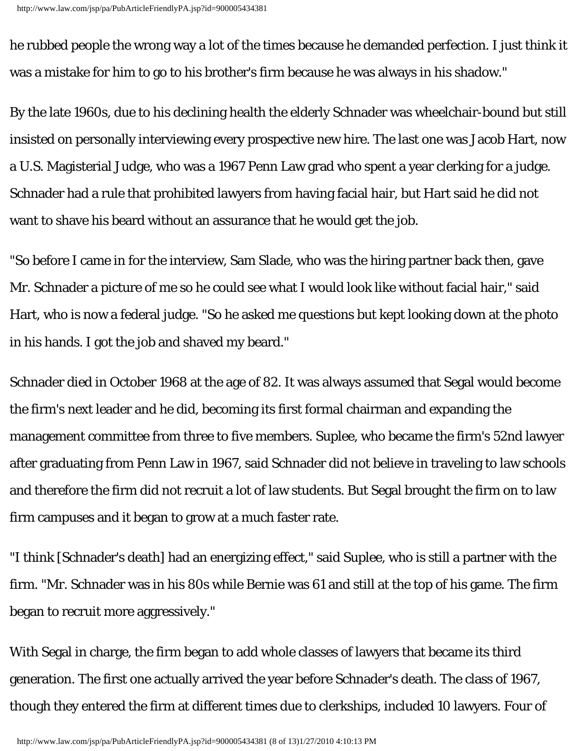he rubbed people the wrong way a lot of the times because he demanded perfection. I just think it was a mistake for him to go to his brother's firm because he was always in his shadow."

By the late 1960s, due to his declining health the elderly Schnader was wheelchair-bound but still insisted on personally interviewing every prospective new hire. The last one was Jacob Hart, now a U.S. Magisterial Judge, who was a 1967 Penn Law grad who spent a year clerking for a judge. Schnader had a rule that prohibited lawyers from having facial hair, but Hart said he did not want to shave his beard without an assurance that he would get the job.

"So before I came in for the interview, Sam Slade, who was the hiring partner back then, gave Mr. Schnader a picture of me so he could see what I would look like without facial hair," said Hart, who is now a federal judge. "So he asked me questions but kept looking down at the photo in his hands. I got the job and shaved my beard."

Schnader died in October 1968 at the age of 82. It was always assumed that Segal would become the firm's next leader and he did, becoming its first formal chairman and expanding the management committee from three to five members. Suplee, who became the firm's 52nd lawyer after graduating from Penn Law in 1967, said Schnader did not believe in traveling to law schools and therefore the firm did not recruit a lot of law students. But Segal brought the firm on to law firm campuses and it began to grow at a much faster rate.

"I think [Schnader's death] had an energizing effect," said Suplee, who is still a partner with the firm. "Mr. Schnader was in his 80s while Bernie was 61 and still at the top of his game. The firm began to recruit more aggressively."

With Segal in charge, the firm began to add whole classes of lawyers that became its third generation. The first one actually arrived the year before Schnader's death. The class of 1967, though they entered the firm at different times due to clerkships, included 10 lawyers. Four of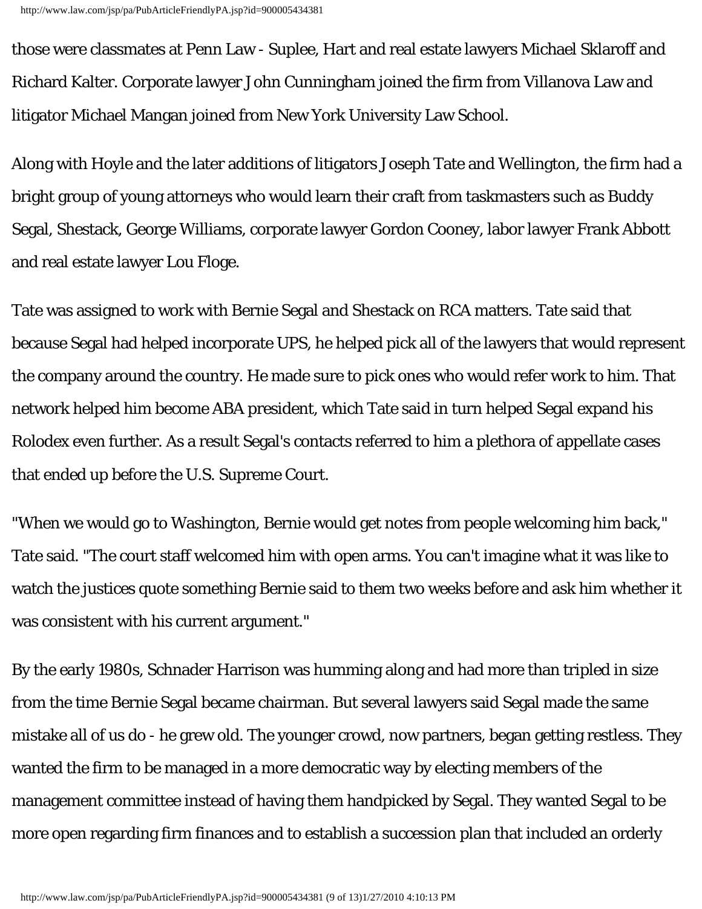those were classmates at Penn Law - Suplee, Hart and real estate lawyers Michael Sklaroff and Richard Kalter. Corporate lawyer John Cunningham joined the firm from Villanova Law and litigator Michael Mangan joined from New York University Law School.

Along with Hoyle and the later additions of litigators Joseph Tate and Wellington, the firm had a bright group of young attorneys who would learn their craft from taskmasters such as Buddy Segal, Shestack, George Williams, corporate lawyer Gordon Cooney, labor lawyer Frank Abbott and real estate lawyer Lou Floge.

Tate was assigned to work with Bernie Segal and Shestack on RCA matters. Tate said that because Segal had helped incorporate UPS, he helped pick all of the lawyers that would represent the company around the country. He made sure to pick ones who would refer work to him. That network helped him become ABA president, which Tate said in turn helped Segal expand his Rolodex even further. As a result Segal's contacts referred to him a plethora of appellate cases that ended up before the U.S. Supreme Court.

"When we would go to Washington, Bernie would get notes from people welcoming him back," Tate said. "The court staff welcomed him with open arms. You can't imagine what it was like to watch the justices quote something Bernie said to them two weeks before and ask him whether it was consistent with his current argument."

By the early 1980s, Schnader Harrison was humming along and had more than tripled in size from the time Bernie Segal became chairman. But several lawyers said Segal made the same mistake all of us do - he grew old. The younger crowd, now partners, began getting restless. They wanted the firm to be managed in a more democratic way by electing members of the management committee instead of having them handpicked by Segal. They wanted Segal to be more open regarding firm finances and to establish a succession plan that included an orderly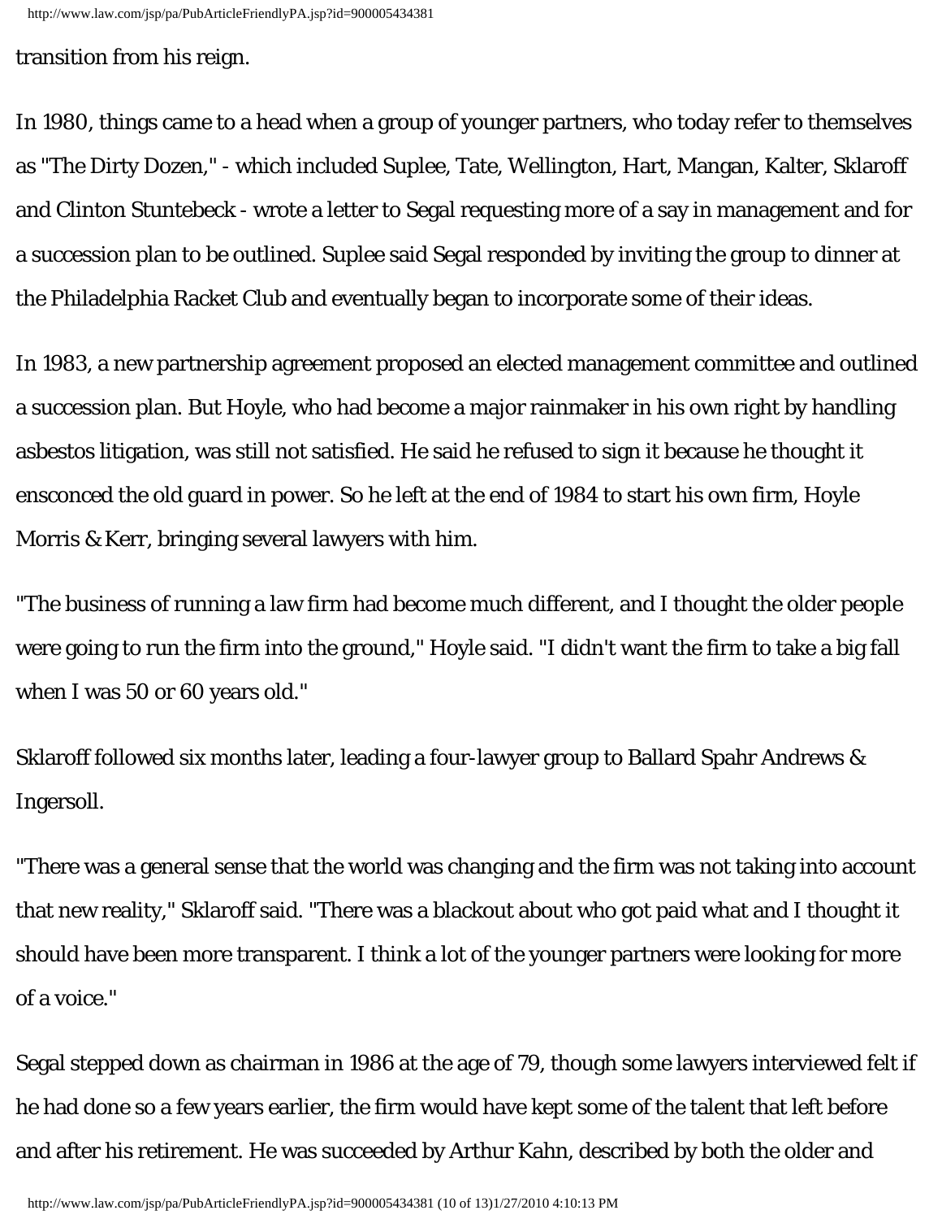transition from his reign.

In 1980, things came to a head when a group of younger partners, who today refer to themselves as "The Dirty Dozen," - which included Suplee, Tate, Wellington, Hart, Mangan, Kalter, Sklaroff and Clinton Stuntebeck - wrote a letter to Segal requesting more of a say in management and for a succession plan to be outlined. Suplee said Segal responded by inviting the group to dinner at the Philadelphia Racket Club and eventually began to incorporate some of their ideas.

In 1983, a new partnership agreement proposed an elected management committee and outlined a succession plan. But Hoyle, who had become a major rainmaker in his own right by handling asbestos litigation, was still not satisfied. He said he refused to sign it because he thought it ensconced the old guard in power. So he left at the end of 1984 to start his own firm, Hoyle Morris & Kerr, bringing several lawyers with him.

"The business of running a law firm had become much different, and I thought the older people were going to run the firm into the ground," Hoyle said. "I didn't want the firm to take a big fall when I was 50 or 60 years old."

Sklaroff followed six months later, leading a four-lawyer group to Ballard Spahr Andrews & Ingersoll.

"There was a general sense that the world was changing and the firm was not taking into account that new reality," Sklaroff said. "There was a blackout about who got paid what and I thought it should have been more transparent. I think a lot of the younger partners were looking for more of a voice."

Segal stepped down as chairman in 1986 at the age of 79, though some lawyers interviewed felt if he had done so a few years earlier, the firm would have kept some of the talent that left before and after his retirement. He was succeeded by Arthur Kahn, described by both the older and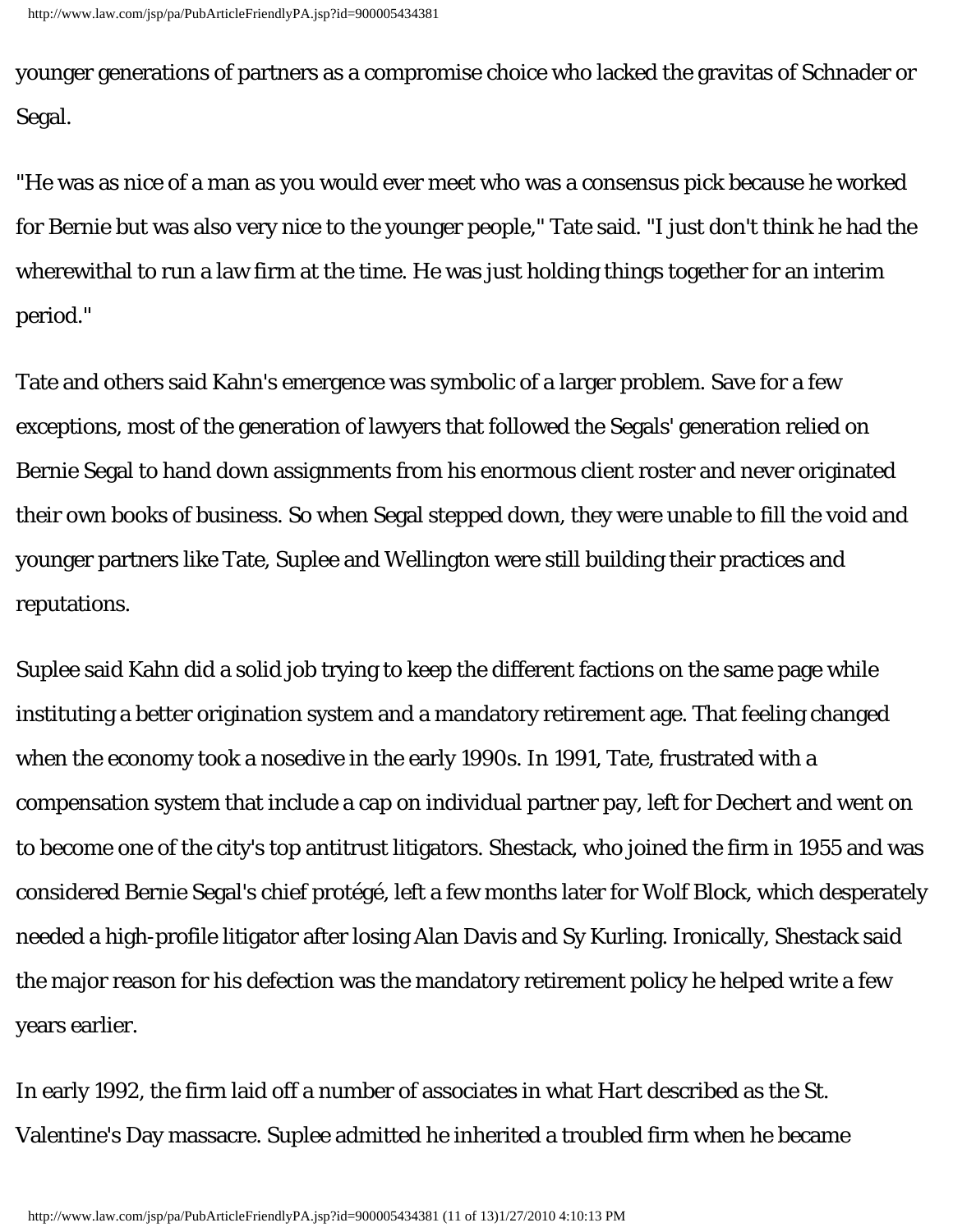younger generations of partners as a compromise choice who lacked the gravitas of Schnader or Segal.

"He was as nice of a man as you would ever meet who was a consensus pick because he worked for Bernie but was also very nice to the younger people," Tate said. "I just don't think he had the wherewithal to run a law firm at the time. He was just holding things together for an interim period."

Tate and others said Kahn's emergence was symbolic of a larger problem. Save for a few exceptions, most of the generation of lawyers that followed the Segals' generation relied on Bernie Segal to hand down assignments from his enormous client roster and never originated their own books of business. So when Segal stepped down, they were unable to fill the void and younger partners like Tate, Suplee and Wellington were still building their practices and reputations.

Suplee said Kahn did a solid job trying to keep the different factions on the same page while instituting a better origination system and a mandatory retirement age. That feeling changed when the economy took a nosedive in the early 1990s. In 1991, Tate, frustrated with a compensation system that include a cap on individual partner pay, left for Dechert and went on to become one of the city's top antitrust litigators. Shestack, who joined the firm in 1955 and was considered Bernie Segal's chief protégé, left a few months later for Wolf Block, which desperately needed a high-profile litigator after losing Alan Davis and Sy Kurling. Ironically, Shestack said the major reason for his defection was the mandatory retirement policy he helped write a few years earlier.

In early 1992, the firm laid off a number of associates in what Hart described as the St. Valentine's Day massacre. Suplee admitted he inherited a troubled firm when he became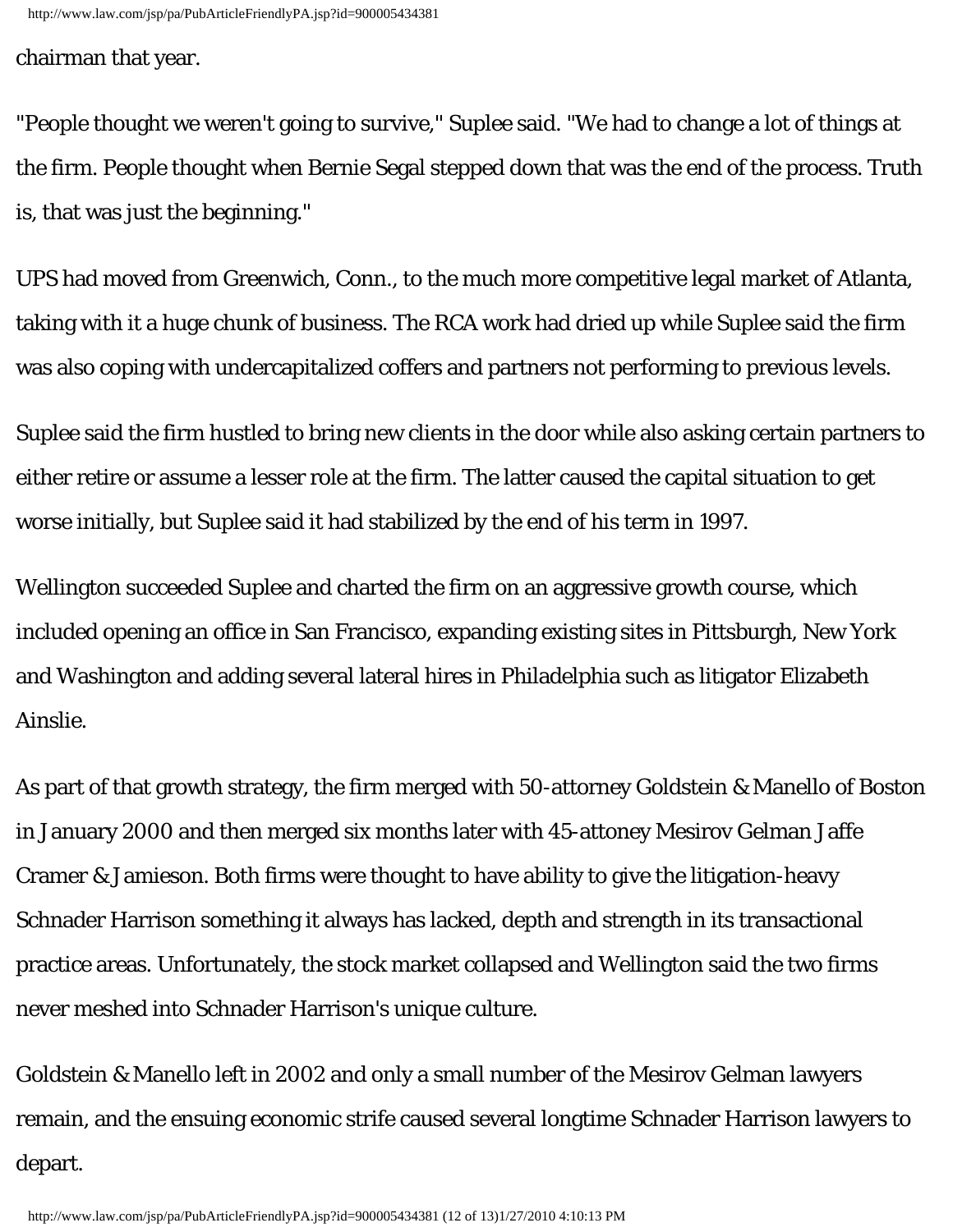chairman that year.

"People thought we weren't going to survive," Suplee said. "We had to change a lot of things at the firm. People thought when Bernie Segal stepped down that was the end of the process. Truth is, that was just the beginning."

UPS had moved from Greenwich, Conn., to the much more competitive legal market of Atlanta, taking with it a huge chunk of business. The RCA work had dried up while Suplee said the firm was also coping with undercapitalized coffers and partners not performing to previous levels.

Suplee said the firm hustled to bring new clients in the door while also asking certain partners to either retire or assume a lesser role at the firm. The latter caused the capital situation to get worse initially, but Suplee said it had stabilized by the end of his term in 1997.

Wellington succeeded Suplee and charted the firm on an aggressive growth course, which included opening an office in San Francisco, expanding existing sites in Pittsburgh, New York and Washington and adding several lateral hires in Philadelphia such as litigator Elizabeth Ainslie.

As part of that growth strategy, the firm merged with 50-attorney Goldstein & Manello of Boston in January 2000 and then merged six months later with 45-attoney Mesirov Gelman Jaffe Cramer & Jamieson. Both firms were thought to have ability to give the litigation-heavy Schnader Harrison something it always has lacked, depth and strength in its transactional practice areas. Unfortunately, the stock market collapsed and Wellington said the two firms never meshed into Schnader Harrison's unique culture.

Goldstein & Manello left in 2002 and only a small number of the Mesirov Gelman lawyers remain, and the ensuing economic strife caused several longtime Schnader Harrison lawyers to depart.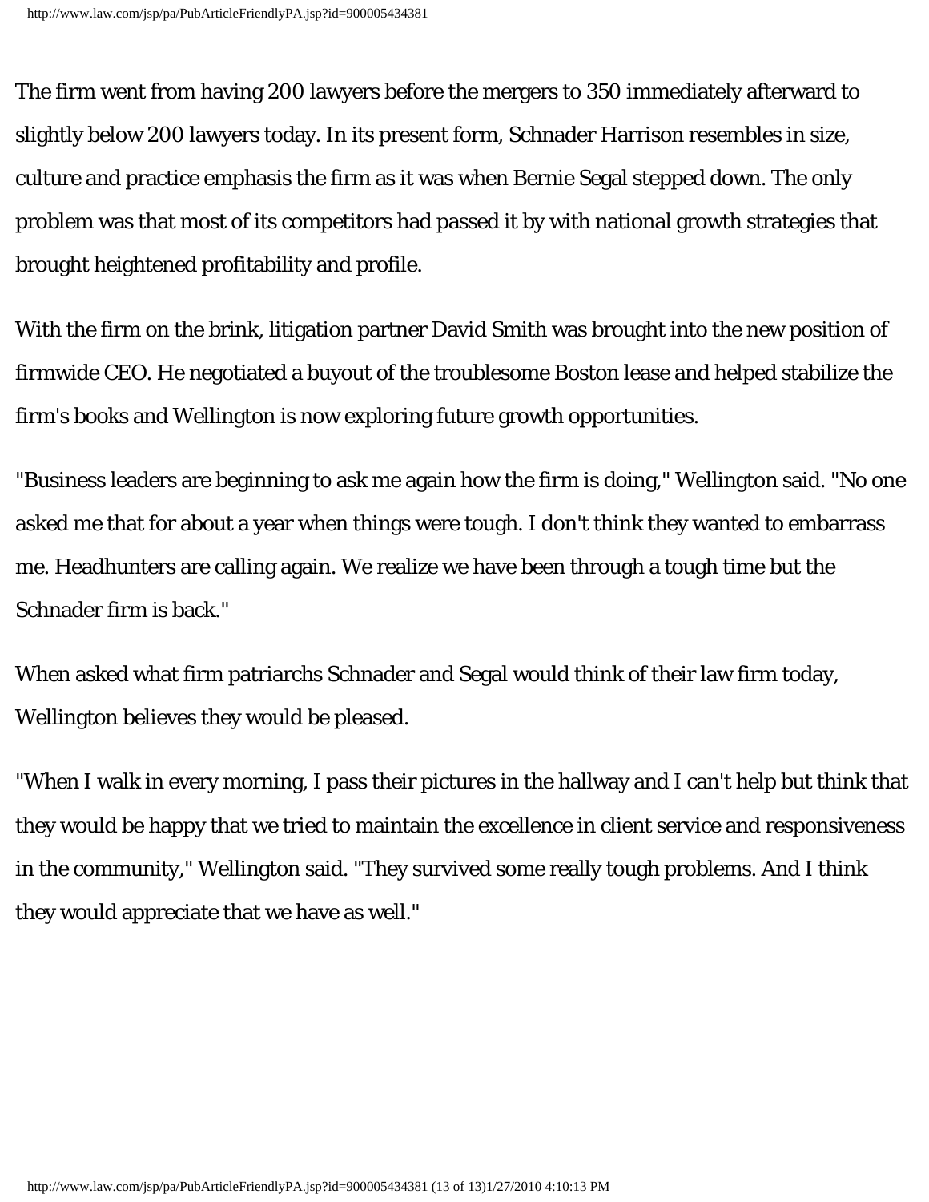The firm went from having 200 lawyers before the mergers to 350 immediately afterward to slightly below 200 lawyers today. In its present form, Schnader Harrison resembles in size, culture and practice emphasis the firm as it was when Bernie Segal stepped down. The only problem was that most of its competitors had passed it by with national growth strategies that brought heightened profitability and profile.

With the firm on the brink, litigation partner David Smith was brought into the new position of firmwide CEO. He negotiated a buyout of the troublesome Boston lease and helped stabilize the firm's books and Wellington is now exploring future growth opportunities.

"Business leaders are beginning to ask me again how the firm is doing," Wellington said. "No one asked me that for about a year when things were tough. I don't think they wanted to embarrass me. Headhunters are calling again. We realize we have been through a tough time but the Schnader firm is back."

When asked what firm patriarchs Schnader and Segal would think of their law firm today, Wellington believes they would be pleased.

"When I walk in every morning, I pass their pictures in the hallway and I can't help but think that they would be happy that we tried to maintain the excellence in client service and responsiveness in the community," Wellington said. "They survived some really tough problems. And I think they would appreciate that we have as well."